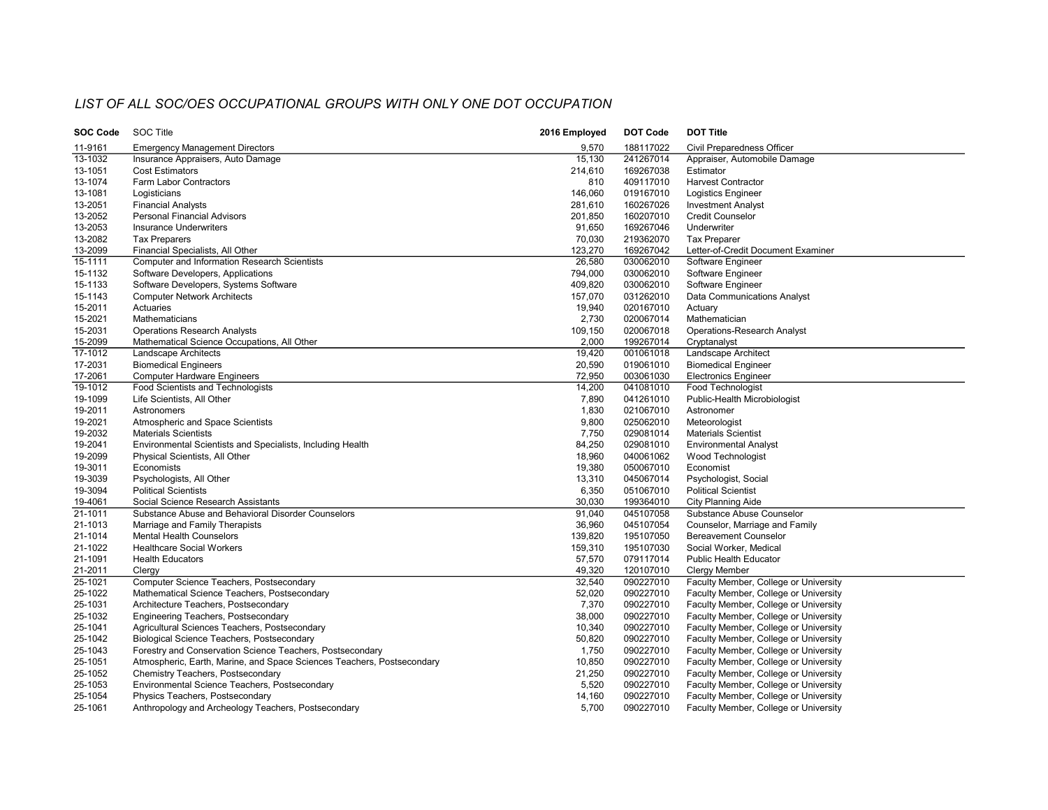## *LIST OF ALL SOC/OES OCCUPATIONAL GROUPS WITH ONLY ONE DOT OCCUPATION*

| SOC Code | SOC Title | 2016 Employed | DOT Code | DOT Title |
|---|---|---|---|---|
| 11-9161 | Emergency Management Directors | 9,570 | 188117022 | Civil Preparedness Officer |
| 13-1032 | Insurance Appraisers, Auto Damage | 15,130 | 241267014 | Appraiser, Automobile Damage |
| 13-1051 | Cost Estimators | 214,610 | 169267038 | Estimator |
| 13-1074 | Farm Labor Contractors | 810 | 409117010 | Harvest Contractor |
| 13-1081 | Logisticians | 146,060 | 019167010 | Logistics Engineer |
| 13-2051 | Financial Analysts | 281,610 | 160267026 | Investment Analyst |
| 13-2052 | Personal Financial Advisors | 201,850 | 160207010 | Credit Counselor |
| 13-2053 | Insurance Underwriters | 91,650 | 169267046 | Underwriter |
| 13-2082 | Tax Preparers | 70,030 | 219362070 | Tax Preparer |
| 13-2099 | Financial Specialists, All Other | 123,270 | 169267042 | Letter-of-Credit Document Examiner |
| 15-1111 | Computer and Information Research Scientists | 26,580 | 030062010 | Software Engineer |
| 15-1132 | Software Developers, Applications | 794,000 | 030062010 | Software Engineer |
| 15-1133 | Software Developers, Systems Software | 409,820 | 030062010 | Software Engineer |
| 15-1143 | Computer Network Architects | 157,070 | 031262010 | Data Communications Analyst |
| 15-2011 | Actuaries | 19,940 | 020167010 | Actuary |
| 15-2021 | Mathematicians | 2,730 | 020067014 | Mathematician |
| 15-2031 | Operations Research Analysts | 109,150 | 020067018 | Operations-Research Analyst |
| 15-2099 | Mathematical Science Occupations, All Other | 2,000 | 199267014 | Cryptanalyst |
| 17-1012 | Landscape Architects | 19,420 | 001061018 | Landscape Architect |
| 17-2031 | Biomedical Engineers | 20,590 | 019061010 | Biomedical Engineer |
| 17-2061 | Computer Hardware Engineers | 72,950 | 003061030 | Electronics Engineer |
| 19-1012 | Food Scientists and Technologists | 14,200 | 041081010 | Food Technologist |
| 19-1099 | Life Scientists, All Other | 7,890 | 041261010 | Public-Health Microbiologist |
| 19-2011 | Astronomers | 1,830 | 021067010 | Astronomer |
| 19-2021 | Atmospheric and Space Scientists | 9,800 | 025062010 | Meteorologist |
| 19-2032 | Materials Scientists | 7,750 | 029081014 | Materials Scientist |
| 19-2041 | Environmental Scientists and Specialists, Including Health | 84,250 | 029081010 | Environmental Analyst |
| 19-2099 | Physical Scientists, All Other | 18,960 | 040061062 | Wood Technologist |
| 19-3011 | Economists | 19,380 | 050067010 | Economist |
| 19-3039 | Psychologists, All Other | 13,310 | 045067014 | Psychologist, Social |
| 19-3094 | Political Scientists | 6,350 | 051067010 | Political Scientist |
| 19-4061 | Social Science Research Assistants | 30,030 | 199364010 | City Planning Aide |
| 21-1011 | Substance Abuse and Behavioral Disorder Counselors | 91,040 | 045107058 | Substance Abuse Counselor |
| 21-1013 | Marriage and Family Therapists | 36,960 | 045107054 | Counselor, Marriage and Family |
| 21-1014 | Mental Health Counselors | 139,820 | 195107050 | Bereavement Counselor |
| 21-1022 | Healthcare Social Workers | 159,310 | 195107030 | Social Worker, Medical |
| 21-1091 | Health Educators | 57,570 | 079117014 | Public Health Educator |
| 21-2011 | Clergy | 49,320 | 120107010 | Clergy Member |
| 25-1021 | Computer Science Teachers, Postsecondary | 32,540 | 090227010 | Faculty Member, College or University |
| 25-1022 | Mathematical Science Teachers, Postsecondary | 52,020 | 090227010 | Faculty Member, College or University |
| 25-1031 | Architecture Teachers, Postsecondary | 7,370 | 090227010 | Faculty Member, College or University |
| 25-1032 | Engineering Teachers, Postsecondary | 38,000 | 090227010 | Faculty Member, College or University |
| 25-1041 | Agricultural Sciences Teachers, Postsecondary | 10,340 | 090227010 | Faculty Member, College or University |
| 25-1042 | Biological Science Teachers, Postsecondary | 50,820 | 090227010 | Faculty Member, College or University |
| 25-1043 | Forestry and Conservation Science Teachers, Postsecondary | 1,750 | 090227010 | Faculty Member, College or University |
| 25-1051 | Atmospheric, Earth, Marine, and Space Sciences Teachers, Postsecondary | 10,850 | 090227010 | Faculty Member, College or University |
| 25-1052 | Chemistry Teachers, Postsecondary | 21,250 | 090227010 | Faculty Member, College or University |
| 25-1053 | Environmental Science Teachers, Postsecondary | 5,520 | 090227010 | Faculty Member, College or University |
| 25-1054 | Physics Teachers, Postsecondary | 14,160 | 090227010 | Faculty Member, College or University |
| 25-1061 | Anthropology and Archeology Teachers, Postsecondary | 5,700 | 090227010 | Faculty Member, College or University |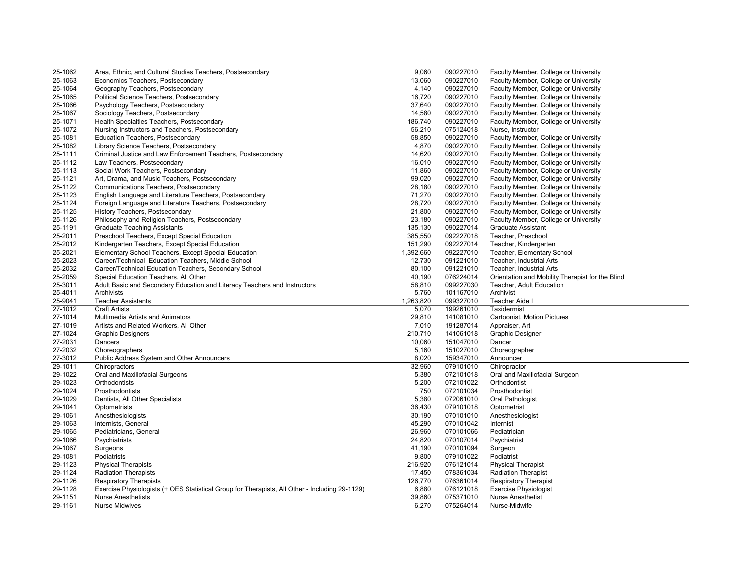| | | | | |
|---|---|---|---|---|
| 25-1062 | Area, Ethnic, and Cultural Studies Teachers, Postsecondary | 9,060 | 090227010 | Faculty Member, College or University |
| 25-1063 | Economics Teachers, Postsecondary | 13,060 | 090227010 | Faculty Member, College or University |
| 25-1064 | Geography Teachers, Postsecondary | 4,140 | 090227010 | Faculty Member, College or University |
| 25-1065 | Political Science Teachers, Postsecondary | 16,720 | 090227010 | Faculty Member, College or University |
| 25-1066 | Psychology Teachers, Postsecondary | 37,640 | 090227010 | Faculty Member, College or University |
| 25-1067 | Sociology Teachers, Postsecondary | 14,580 | 090227010 | Faculty Member, College or University |
| 25-1071 | Health Specialties Teachers, Postsecondary | 186,740 | 090227010 | Faculty Member, College or University |
| 25-1072 | Nursing Instructors and Teachers, Postsecondary | 56,210 | 075124018 | Nurse, Instructor |
| 25-1081 | Education Teachers, Postsecondary | 58,850 | 090227010 | Faculty Member, College or University |
| 25-1082 | Library Science Teachers, Postsecondary | 4,870 | 090227010 | Faculty Member, College or University |
| 25-1111 | Criminal Justice and Law Enforcement Teachers, Postsecondary | 14,620 | 090227010 | Faculty Member, College or University |
| 25-1112 | Law Teachers, Postsecondary | 16,010 | 090227010 | Faculty Member, College or University |
| 25-1113 | Social Work Teachers, Postsecondary | 11,860 | 090227010 | Faculty Member, College or University |
| 25-1121 | Art, Drama, and Music Teachers, Postsecondary | 99,020 | 090227010 | Faculty Member, College or University |
| 25-1122 | Communications Teachers, Postsecondary | 28,180 | 090227010 | Faculty Member, College or University |
| 25-1123 | English Language and Literature Teachers, Postsecondary | 71,270 | 090227010 | Faculty Member, College or University |
| 25-1124 | Foreign Language and Literature Teachers, Postsecondary | 28,720 | 090227010 | Faculty Member, College or University |
| 25-1125 | History Teachers, Postsecondary | 21,800 | 090227010 | Faculty Member, College or University |
| 25-1126 | Philosophy and Religion Teachers, Postsecondary | 23,180 | 090227010 | Faculty Member, College or University |
| 25-1191 | Graduate Teaching Assistants | 135,130 | 090227014 | Graduate Assistant |
| 25-2011 | Preschool Teachers, Except Special Education | 385,550 | 092227018 | Teacher, Preschool |
| 25-2012 | Kindergarten Teachers, Except Special Education | 151,290 | 092227014 | Teacher, Kindergarten |
| 25-2021 | Elementary School Teachers, Except Special Education | 1,392,660 | 092227010 | Teacher, Elementary School |
| 25-2023 | Career/Technical Education Teachers, Middle School | 12,730 | 091221010 | Teacher, Industrial Arts |
| 25-2032 | Career/Technical Education Teachers, Secondary School | 80,100 | 091221010 | Teacher, Industrial Arts |
| 25-2059 | Special Education Teachers, All Other | 40,190 | 076224014 | Orientation and Mobility Therapist for the Blind |
| 25-3011 | Adult Basic and Secondary Education and Literacy Teachers and Instructors | 58,810 | 099227030 | Teacher, Adult Education |
| 25-4011 | Archivists | 5,760 | 101167010 | Archivist |
| 25-9041 | Teacher Assistants | 1,263,820 | 099327010 | Teacher Aide I |
| 27-1012 | Craft Artists | 5,070 | 199261010 | Taxidermist |
| 27-1014 | Multimedia Artists and Animators | 29,810 | 141081010 | Cartoonist, Motion Pictures |
| 27-1019 | Artists and Related Workers, All Other | 7,010 | 191287014 | Appraiser, Art |
| 27-1024 | Graphic Designers | 210,710 | 141061018 | Graphic Designer |
| 27-2031 | Dancers | 10,060 | 151047010 | Dancer |
| 27-2032 | Choreographers | 5,160 | 151027010 | Choreographer |
| 27-3012 | Public Address System and Other Announcers | 8,020 | 159347010 | Announcer |
| 29-1011 | Chiropractors | 32,960 | 079101010 | Chiropractor |
| 29-1022 | Oral and Maxillofacial Surgeons | 5,380 | 072101018 | Oral and Maxillofacial Surgeon |
| 29-1023 | Orthodontists | 5,200 | 072101022 | Orthodontist |
| 29-1024 | Prosthodontists | 750 | 072101034 | Prosthodontist |
| 29-1029 | Dentists, All Other Specialists | 5,380 | 072061010 | Oral Pathologist |
| 29-1041 | Optometrists | 36,430 | 079101018 | Optometrist |
| 29-1061 | Anesthesiologists | 30,190 | 070101010 | Anesthesiologist |
| 29-1063 | Internists, General | 45,290 | 070101042 | Internist |
| 29-1065 | Pediatricians, General | 26,960 | 070101066 | Pediatrician |
| 29-1066 | Psychiatrists | 24,820 | 070107014 | Psychiatrist |
| 29-1067 | Surgeons | 41,190 | 070101094 | Surgeon |
| 29-1081 | Podiatrists | 9,800 | 079101022 | Podiatrist |
| 29-1123 | Physical Therapists | 216,920 | 076121014 | Physical Therapist |
| 29-1124 | Radiation Therapists | 17,450 | 078361034 | Radiation Therapist |
| 29-1126 | Respiratory Therapists | 126,770 | 076361014 | Respiratory Therapist |
| 29-1128 | Exercise Physiologists (+ OES Statistical Group for Therapists, All Other - Including 29-1129) | 6,880 | 076121018 | Exercise Physiologist |
| 29-1151 | Nurse Anesthetists | 39,860 | 075371010 | Nurse Anesthetist |
| 29-1161 | Nurse Midwives | 6,270 | 075264014 | Nurse-Midwife |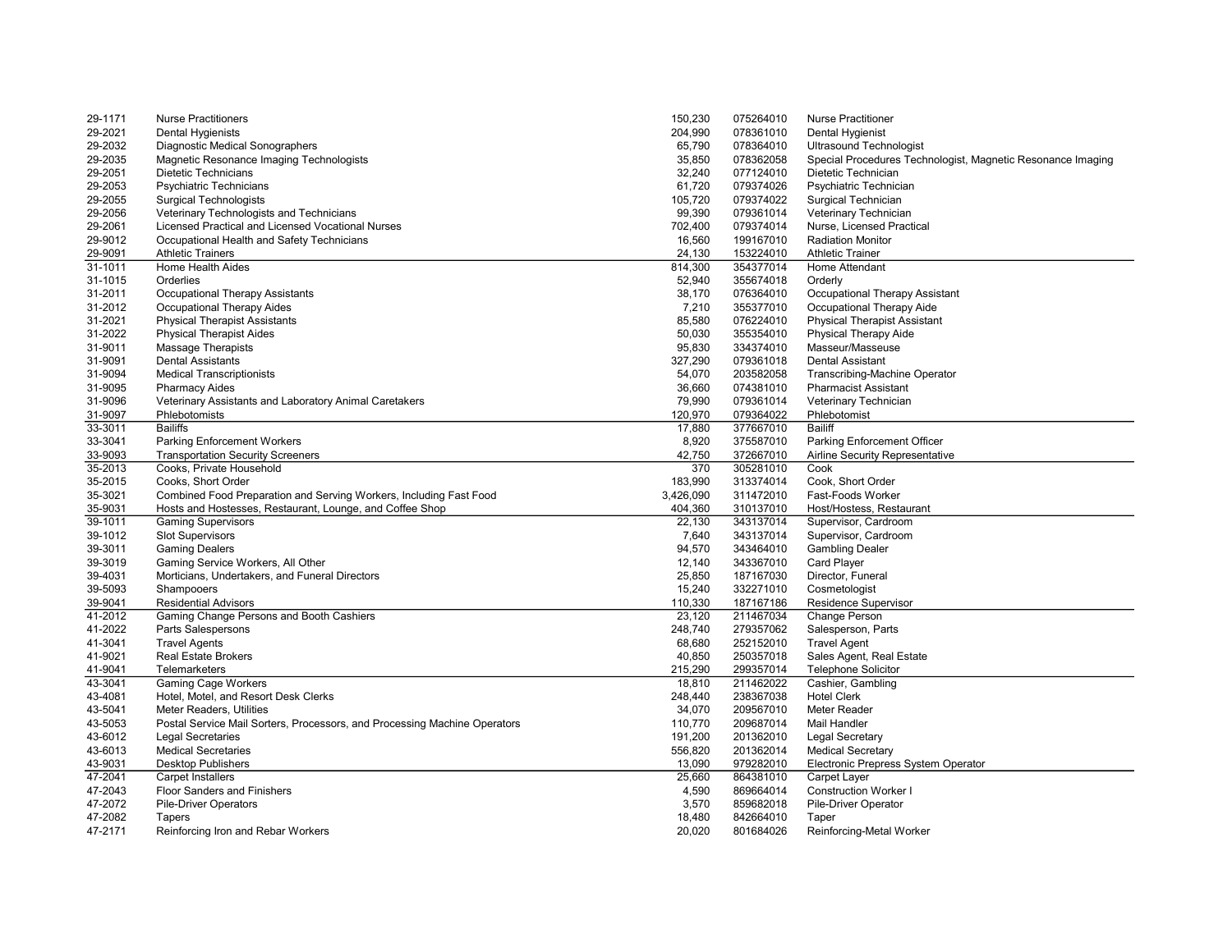| | | | | |
|---|---|---|---|---|
| 29-1171 | Nurse Practitioners | 150,230 | 075264010 | Nurse Practitioner |
| 29-2021 | Dental Hygienists | 204,990 | 078361010 | Dental Hygienist |
| 29-2032 | Diagnostic Medical Sonographers | 65,790 | 078364010 | Ultrasound Technologist |
| 29-2035 | Magnetic Resonance Imaging Technologists | 35,850 | 078362058 | Special Procedures Technologist, Magnetic Resonance Imaging |
| 29-2051 | Dietetic Technicians | 32,240 | 077124010 | Dietetic Technician |
| 29-2053 | Psychiatric Technicians | 61,720 | 079374026 | Psychiatric Technician |
| 29-2055 | Surgical Technologists | 105,720 | 079374022 | Surgical Technician |
| 29-2056 | Veterinary Technologists and Technicians | 99,390 | 079361014 | Veterinary Technician |
| 29-2061 | Licensed Practical and Licensed Vocational Nurses | 702,400 | 079374014 | Nurse, Licensed Practical |
| 29-9012 | Occupational Health and Safety Technicians | 16,560 | 199167010 | Radiation Monitor |
| 29-9091 | Athletic Trainers | 24,130 | 153224010 | Athletic Trainer |
| 31-1011 | Home Health Aides | 814,300 | 354377014 | Home Attendant |
| 31-1015 | Orderlies | 52,940 | 355674018 | Orderly |
| 31-2011 | Occupational Therapy Assistants | 38,170 | 076364010 | Occupational Therapy Assistant |
| 31-2012 | Occupational Therapy Aides | 7,210 | 355377010 | Occupational Therapy Aide |
| 31-2021 | Physical Therapist Assistants | 85,580 | 076224010 | Physical Therapist Assistant |
| 31-2022 | Physical Therapist Aides | 50,030 | 355354010 | Physical Therapy Aide |
| 31-9011 | Massage Therapists | 95,830 | 334374010 | Masseur/Masseuse |
| 31-9091 | Dental Assistants | 327,290 | 079361018 | Dental Assistant |
| 31-9094 | Medical Transcriptionists | 54,070 | 203582058 | Transcribing-Machine Operator |
| 31-9095 | Pharmacy Aides | 36,660 | 074381010 | Pharmacist Assistant |
| 31-9096 | Veterinary Assistants and Laboratory Animal Caretakers | 79,990 | 079361014 | Veterinary Technician |
| 31-9097 | Phlebotomists | 120,970 | 079364022 | Phlebotomist |
| 33-3011 | Bailiffs | 17,880 | 377667010 | Bailiff |
| 33-3041 | Parking Enforcement Workers | 8,920 | 375587010 | Parking Enforcement Officer |
| 33-9093 | Transportation Security Screeners | 42,750 | 372667010 | Airline Security Representative |
| 35-2013 | Cooks, Private Household | 370 | 305281010 | Cook |
| 35-2015 | Cooks, Short Order | 183,990 | 313374014 | Cook, Short Order |
| 35-3021 | Combined Food Preparation and Serving Workers, Including Fast Food | 3,426,090 | 311472010 | Fast-Foods Worker |
| 35-9031 | Hosts and Hostesses, Restaurant, Lounge, and Coffee Shop | 404,360 | 310137010 | Host/Hostess, Restaurant |
| 39-1011 | Gaming Supervisors | 22,130 | 343137014 | Supervisor, Cardroom |
| 39-1012 | Slot Supervisors | 7,640 | 343137014 | Supervisor, Cardroom |
| 39-3011 | Gaming Dealers | 94,570 | 343464010 | Gambling Dealer |
| 39-3019 | Gaming Service Workers, All Other | 12,140 | 343367010 | Card Player |
| 39-4031 | Morticians, Undertakers, and Funeral Directors | 25,850 | 187167030 | Director, Funeral |
| 39-5093 | Shampooers | 15,240 | 332271010 | Cosmetologist |
| 39-9041 | Residential Advisors | 110,330 | 187167186 | Residence Supervisor |
| 41-2012 | Gaming Change Persons and Booth Cashiers | 23,120 | 211467034 | Change Person |
| 41-2022 | Parts Salespersons | 248,740 | 279357062 | Salesperson, Parts |
| 41-3041 | Travel Agents | 68,680 | 252152010 | Travel Agent |
| 41-9021 | Real Estate Brokers | 40,850 | 250357018 | Sales Agent, Real Estate |
| 41-9041 | Telemarketers | 215,290 | 299357014 | Telephone Solicitor |
| 43-3041 | Gaming Cage Workers | 18,810 | 211462022 | Cashier, Gambling |
| 43-4081 | Hotel, Motel, and Resort Desk Clerks | 248,440 | 238367038 | Hotel Clerk |
| 43-5041 | Meter Readers, Utilities | 34,070 | 209567010 | Meter Reader |
| 43-5053 | Postal Service Mail Sorters, Processors, and Processing Machine Operators | 110,770 | 209687014 | Mail Handler |
| 43-6012 | Legal Secretaries | 191,200 | 201362010 | Legal Secretary |
| 43-6013 | Medical Secretaries | 556,820 | 201362014 | Medical Secretary |
| 43-9031 | Desktop Publishers | 13,090 | 979282010 | Electronic Prepress System Operator |
| 47-2041 | Carpet Installers | 25,660 | 864381010 | Carpet Layer |
| 47-2043 | Floor Sanders and Finishers | 4,590 | 869664014 | Construction Worker I |
| 47-2072 | Pile-Driver Operators | 3,570 | 859682018 | Pile-Driver Operator |
| 47-2082 | Tapers | 18,480 | 842664010 | Taper |
| 47-2171 | Reinforcing Iron and Rebar Workers | 20,020 | 801684026 | Reinforcing-Metal Worker |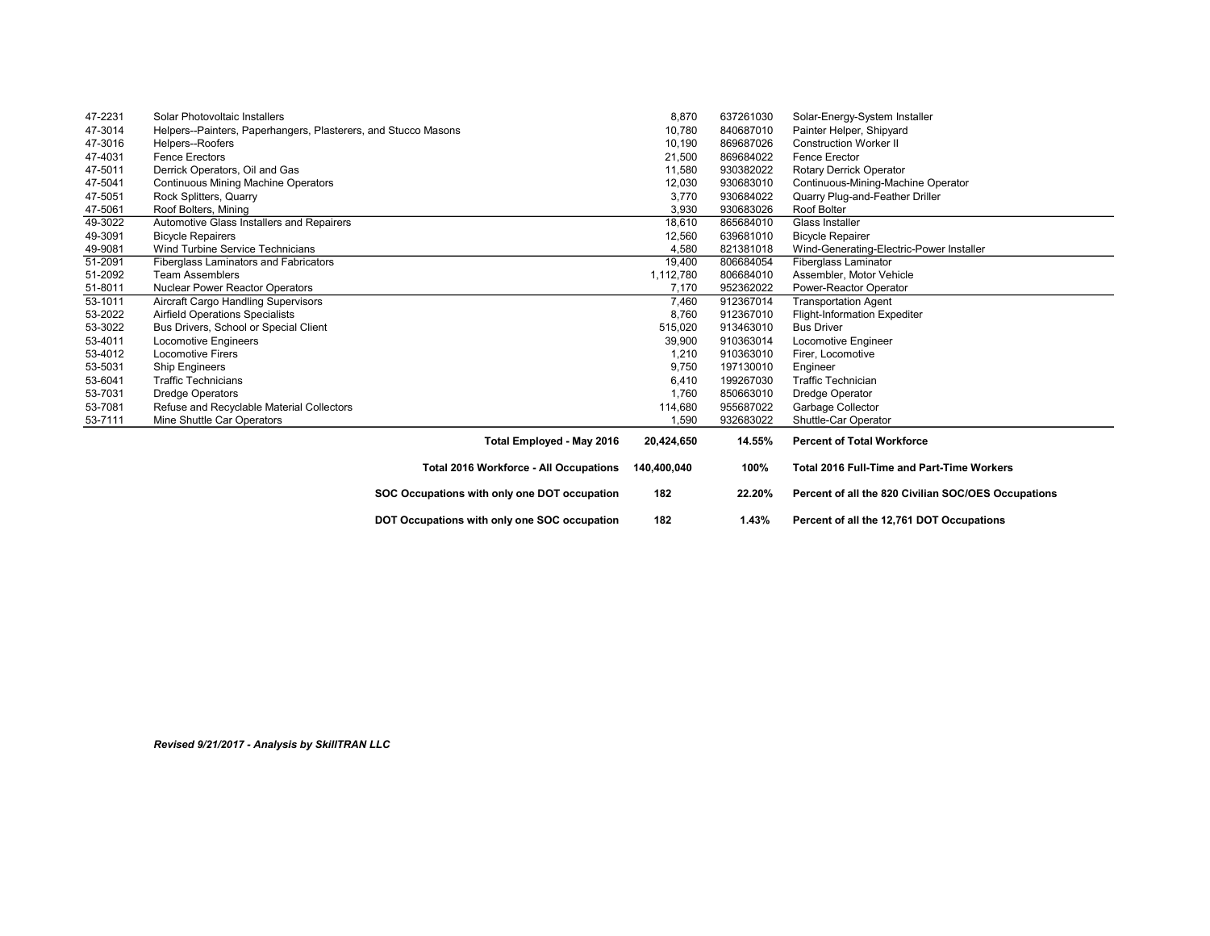| | | | | |
|---|---|---|---|---|
| 47-2231 | Solar Photovoltaic Installers | 8,870 | 637261030 | Solar-Energy-System Installer |
| 47-3014 | Helpers--Painters, Paperhangers, Plasterers, and Stucco Masons | 10,780 | 840687010 | Painter Helper, Shipyard |
| 47-3016 | Helpers--Roofers | 10,190 | 869687026 | Construction Worker II |
| 47-4031 | Fence Erectors | 21,500 | 869684022 | Fence Erector |
| 47-5011 | Derrick Operators, Oil and Gas | 11,580 | 930382022 | Rotary Derrick Operator |
| 47-5041 | Continuous Mining Machine Operators | 12,030 | 930683010 | Continuous-Mining-Machine Operator |
| 47-5051 | Rock Splitters, Quarry | 3,770 | 930684022 | Quarry Plug-and-Feather Driller |
| 47-5061 | Roof Bolters, Mining | 3,930 | 930683026 | Roof Bolter |
| 49-3022 | Automotive Glass Installers and Repairers | 18,610 | 865684010 | Glass Installer |
| 49-3091 | Bicycle Repairers | 12,560 | 639681010 | Bicycle Repairer |
| 49-9081 | Wind Turbine Service Technicians | 4,580 | 821381018 | Wind-Generating-Electric-Power Installer |
| 51-2091 | Fiberglass Laminators and Fabricators | 19,400 | 806684054 | Fiberglass Laminator |
| 51-2092 | Team Assemblers | 1,112,780 | 806684010 | Assembler, Motor Vehicle |
| 51-8011 | Nuclear Power Reactor Operators | 7,170 | 952362022 | Power-Reactor Operator |
| 53-1011 | Aircraft Cargo Handling Supervisors | 7,460 | 912367014 | Transportation Agent |
| 53-2022 | Airfield Operations Specialists | 8,760 | 912367010 | Flight-Information Expediter |
| 53-3022 | Bus Drivers, School or Special Client | 515,020 | 913463010 | Bus Driver |
| 53-4011 | Locomotive Engineers | 39,900 | 910363014 | Locomotive Engineer |
| 53-4012 | Locomotive Firers | 1,210 | 910363010 | Firer, Locomotive |
| 53-5031 | Ship Engineers | 9,750 | 197130010 | Engineer |
| 53-6041 | Traffic Technicians | 6,410 | 199267030 | Traffic Technician |
| 53-7031 | Dredge Operators | 1,760 | 850663010 | Dredge Operator |
| 53-7081 | Refuse and Recyclable Material Collectors | 114,680 | 955687022 | Garbage Collector |
| 53-7111 | Mine Shuttle Car Operators | 1,590 | 932683022 | Shuttle-Car Operator |
| | **Total Employed - May 2016** | **20,424,650** | **14.55%** | **Percent of Total Workforce** |
| | **Total 2016 Workforce - All Occupations** | **140,400,040** | **100%** | **Total 2016 Full-Time and Part-Time Workers** |
| | **SOC Occupations with only one DOT occupation** | **182** | **22.20%** | **Percent of all the 820 Civilian SOC/OES Occupations** |
| | **DOT Occupations with only one SOC occupation** | **182** | **1.43%** | **Percent of all the 12,761 DOT Occupations** |

***Revised 9/21/2017 - Analysis by SkillTRAN LLC***